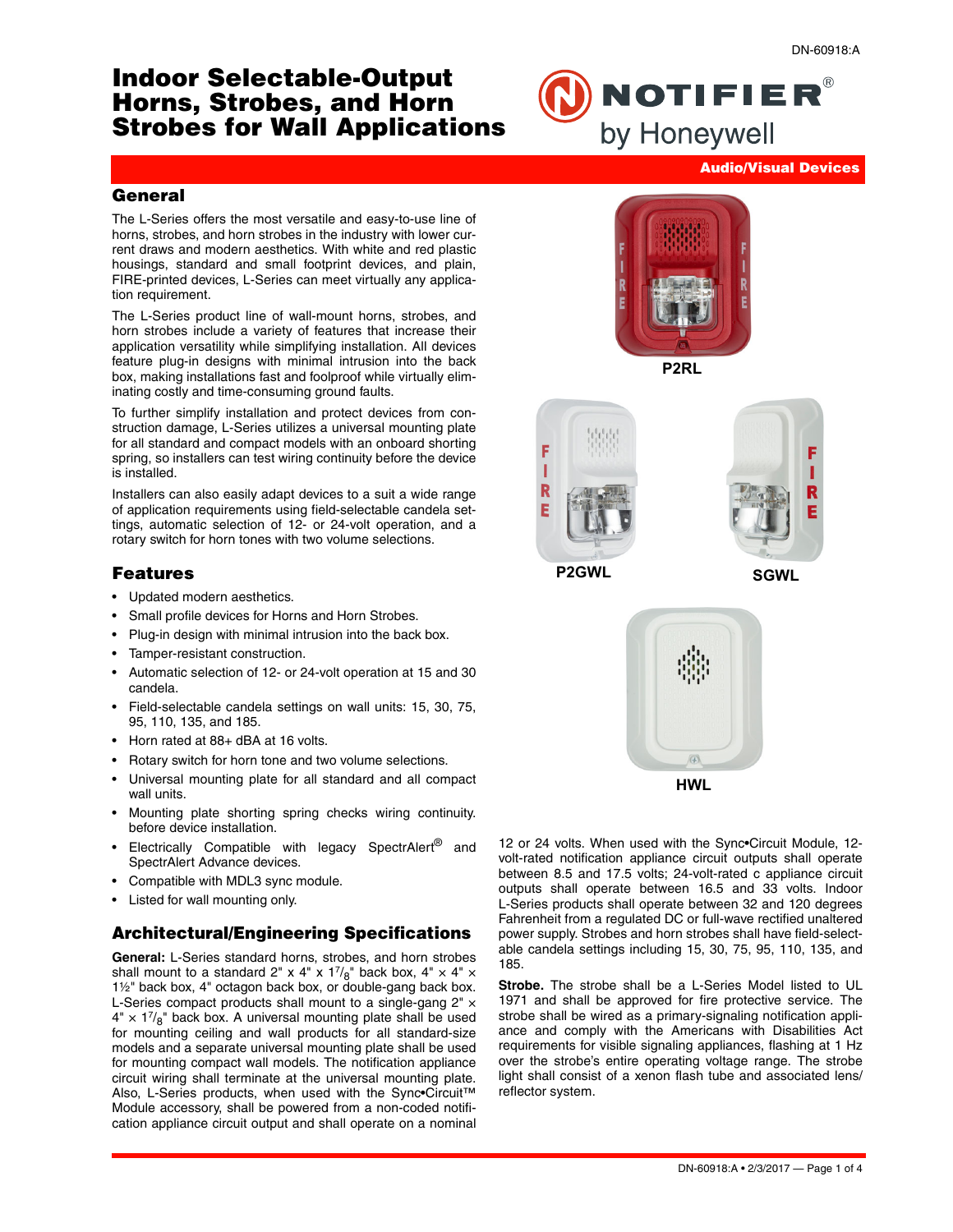DN-60918:A

# Indoor Selectable-Output Horns, Strobes, and Horn Strobes for Wall Applications

**Audio/Visual Devices**

## General

The L-Series offers the most versatile and easy-to-use line of horns, strobes, and horn strobes in the industry with lower current draws and modern aesthetics. With white and red plastic housings, standard and small footprint devices, and plain, FIRE-printed devices, L-Series can meet virtually any application requirement.

The L-Series product line of wall-mount horns, strobes, and horn strobes include a variety of features that increase their application versatility while simplifying installation. All devices feature plug-in designs with minimal intrusion into the back box, making installations fast and foolproof while virtually eliminating costly and time-consuming ground faults.

To further simplify installation and protect devices from construction damage, L-Series utilizes a universal mounting plate for all standard and compact models with an onboard shorting spring, so installers can test wiring continuity before the device is installed.

Installers can also easily adapt devices to a suit a wide range of application requirements using field-selectable candela settings, automatic selection of 12- or 24-volt operation, and a rotary switch for horn tones with two volume selections.

P2RL

P2GWL

SGWL

HWL

## Features

- Updated modern aesthetics.
- Small profile devices for Horns and Horn Strobes.
- Plug-in design with minimal intrusion into the back box.
- Tamper-resistant construction.
- Automatic selection of 12- or 24-volt operation at 15 and 30 candela.
- Field-selectable candela settings on wall units: 15, 30, 75, 95, 110, 135, and 185.
- Horn rated at 88+ dBA at 16 volts.
- Rotary switch for horn tone and two volume selections.
- Universal mounting plate for all standard and all compact wall units.
- Mounting plate shorting spring checks wiring continuity. before device installation.
- Electrically Compatible with legacy SpectrAlert® and SpectrAlert Advance devices.
- Compatible with MDL3 sync module.
- Listed for wall mounting only.

## Architectural/Engineering Specifications

**General:** L-Series standard horns, strobes, and horn strobes shall mount to a standard 2" x 4" x 1$^7/_8$" back box, 4" × 4" × 1½" back box, 4" octagon back box, or double-gang back box. L-Series compact products shall mount to a single-gang 2" × 4" × 1$^7/_8$" back box. A universal mounting plate shall be used for mounting ceiling and wall products for all standard-size models and a separate universal mounting plate shall be used for mounting compact wall models. The notification appliance circuit wiring shall terminate at the universal mounting plate. Also, L-Series products, when used with the Sync•Circuit™ Module accessory, shall be powered from a non-coded notification appliance circuit output and shall operate on a nominal 12 or 24 volts. When used with the Sync•Circuit Module, 12-volt-rated notification appliance circuit outputs shall operate between 8.5 and 17.5 volts; 24-volt-rated c appliance circuit outputs shall operate between 16.5 and 33 volts. Indoor L-Series products shall operate between 32 and 120 degrees Fahrenheit from a regulated DC or full-wave rectified unaltered power supply. Strobes and horn strobes shall have field-selectable candela settings including 15, 30, 75, 95, 110, 135, and 185.

**Strobe.** The strobe shall be a L-Series Model listed to UL 1971 and shall be approved for fire protective service. The strobe shall be wired as a primary-signaling notification appliance and comply with the Americans with Disabilities Act requirements for visible signaling appliances, flashing at 1 Hz over the strobe's entire operating voltage range. The strobe light shall consist of a xenon flash tube and associated lens/reflector system.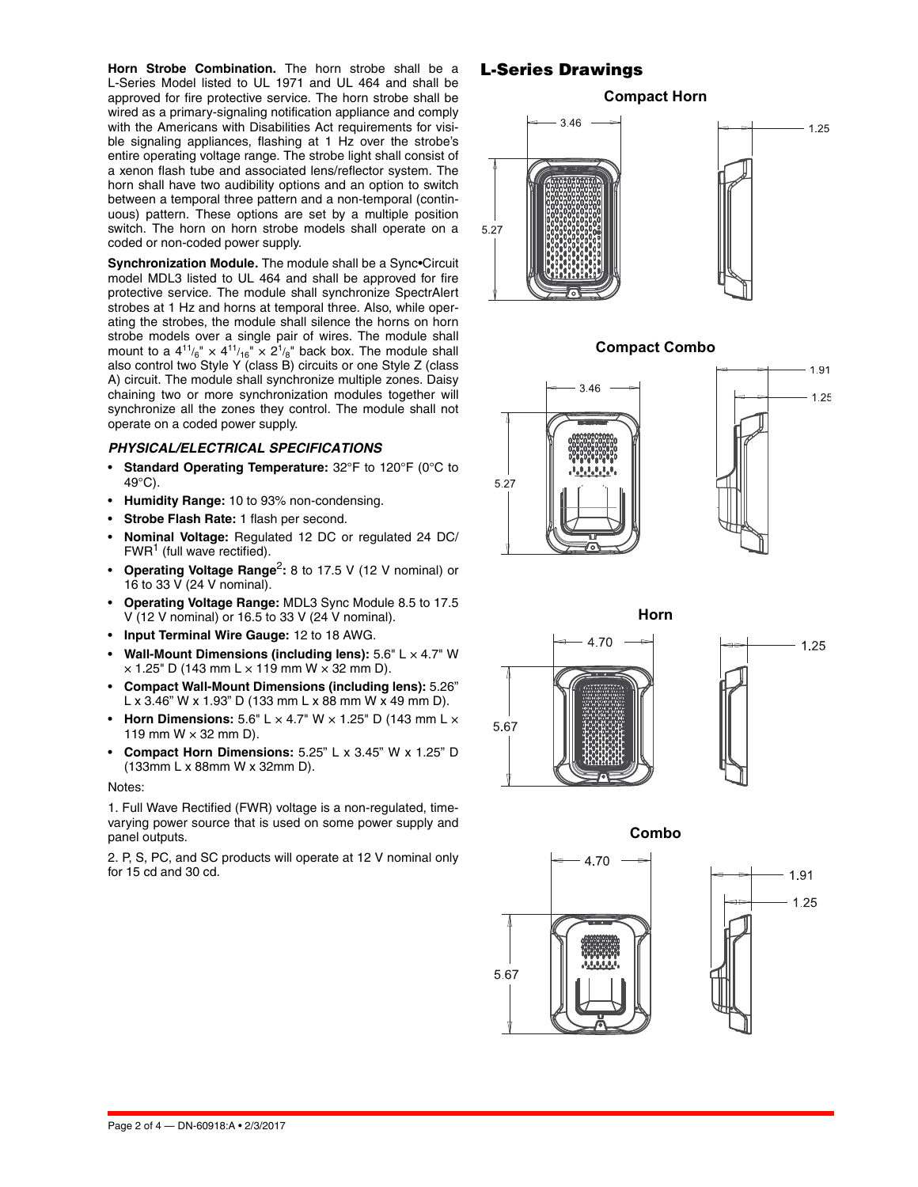**Horn Strobe Combination.** The horn strobe shall be a L-Series Model listed to UL 1971 and UL 464 and shall be approved for fire protective service. The horn strobe shall be wired as a primary-signaling notification appliance and comply with the Americans with Disabilities Act requirements for visible signaling appliances, flashing at 1 Hz over the strobe's entire operating voltage range. The strobe light shall consist of a xenon flash tube and associated lens/reflector system. The horn shall have two audibility options and an option to switch between a temporal three pattern and a non-temporal (continuous) pattern. These options are set by a multiple position switch. The horn on horn strobe models shall operate on a coded or non-coded power supply.

**Synchronization Module.** The module shall be a Sync•Circuit model MDL3 listed to UL 464 and shall be approved for fire protective service. The module shall synchronize SpectrAlert strobes at 1 Hz and horns at temporal three. Also, while operating the strobes, the module shall silence the horns on horn strobe models over a single pair of wires. The module shall mount to a $4^{11}/_{6}$" × $4^{11}/_{16}$" × $2^{1}/_{8}$" back box. The module shall also control two Style Y (class B) circuits or one Style Z (class A) circuit. The module shall synchronize multiple zones. Daisy chaining two or more synchronization modules together will synchronize all the zones they control. The module shall not operate on a coded power supply.

### *PHYSICAL/ELECTRICAL SPECIFICATIONS*

- **Standard Operating Temperature:** 32°F to 120°F (0°C to 49°C).
- **Humidity Range:** 10 to 93% non-condensing.
- **Strobe Flash Rate:** 1 flash per second.
- **Nominal Voltage:** Regulated 12 DC or regulated 24 DC/ FWR[1] (full wave rectified).
- **Operating Voltage Range[2]:** 8 to 17.5 V (12 V nominal) or 16 to 33 V (24 V nominal).
- **Operating Voltage Range:** MDL3 Sync Module 8.5 to 17.5 V (12 V nominal) or 16.5 to 33 V (24 V nominal).
- **Input Terminal Wire Gauge:** 12 to 18 AWG.
- **Wall-Mount Dimensions (including lens):** 5.6" L × 4.7" W × 1.25" D (143 mm L × 119 mm W × 32 mm D).
- **Compact Wall-Mount Dimensions (including lens):** 5.26" L x 3.46" W x 1.93" D (133 mm L x 88 mm W x 49 mm D).
- **Horn Dimensions:** 5.6" L × 4.7" W × 1.25" D (143 mm L × 119 mm W × 32 mm D).
- **Compact Horn Dimensions:** 5.25" L x 3.45" W x 1.25" D (133mm L x 88mm W x 32mm D).

Notes:

1. Full Wave Rectified (FWR) voltage is a non-regulated, time-varying power source that is used on some power supply and panel outputs.

2. P, S, PC, and SC products will operate at 12 V nominal only for 15 cd and 30 cd.

## L-Series Drawings

### Compact Horn

3.46 | 5.27 | 1.25

### Compact Combo

3.46 | 5.27 | 1.91 | 1.25

### Horn

4.70 | 5.67 | 1.25

### Combo

4.70 | 5.67 | 1.91 | 1.25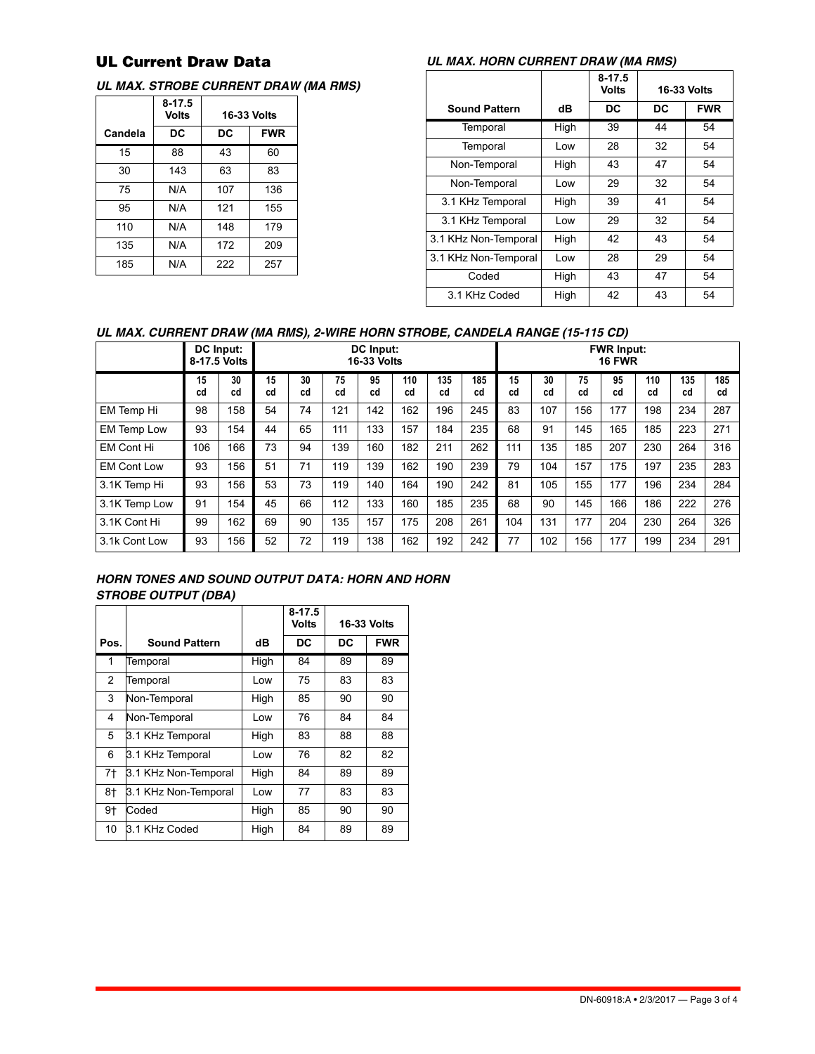## UL Current Draw Data

### *UL MAX. STROBE CURRENT DRAW (MA RMS)*

| | 8-17.5 Volts | 16-33 Volts | |
|---|---|---|---|
| **Candela** | **DC** | **DC** | **FWR** |
| 15 | 88 | 43 | 60 |
| 30 | 143 | 63 | 83 |
| 75 | N/A | 107 | 136 |
| 95 | N/A | 121 | 155 |
| 110 | N/A | 148 | 179 |
| 135 | N/A | 172 | 209 |
| 185 | N/A | 222 | 257 |

### *UL MAX. HORN CURRENT DRAW (MA RMS)*

| | | 8-17.5 Volts | 16-33 Volts | |
|---|---|---|---|---|
| **Sound Pattern** | **dB** | **DC** | **DC** | **FWR** |
| Temporal | High | 39 | 44 | 54 |
| Temporal | Low | 28 | 32 | 54 |
| Non-Temporal | High | 43 | 47 | 54 |
| Non-Temporal | Low | 29 | 32 | 54 |
| 3.1 KHz Temporal | High | 39 | 41 | 54 |
| 3.1 KHz Temporal | Low | 29 | 32 | 54 |
| 3.1 KHz Non-Temporal | High | 42 | 43 | 54 |
| 3.1 KHz Non-Temporal | Low | 28 | 29 | 54 |
| Coded | High | 43 | 47 | 54 |
| 3.1 KHz Coded | High | 42 | 43 | 54 |

### *UL MAX. CURRENT DRAW (MA RMS), 2-WIRE HORN STROBE, CANDELA RANGE (15-115 CD)*

| | DC Input: 8-17.5 Volts | | DC Input: 16-33 Volts | | | | | | | FWR Input: 16 FWR | | | | | | |
|---|---|---|---|---|---|---|---|---|---|---|---|---|---|---|---|---|
| | 15 cd | 30 cd | 15 cd | 30 cd | 75 cd | 95 cd | 110 cd | 135 cd | 185 cd | 15 cd | 30 cd | 75 cd | 95 cd | 110 cd | 135 cd | 185 cd |
| EM Temp Hi | 98 | 158 | 54 | 74 | 121 | 142 | 162 | 196 | 245 | 83 | 107 | 156 | 177 | 198 | 234 | 287 |
| EM Temp Low | 93 | 154 | 44 | 65 | 111 | 133 | 157 | 184 | 235 | 68 | 91 | 145 | 165 | 185 | 223 | 271 |
| EM Cont Hi | 106 | 166 | 73 | 94 | 139 | 160 | 182 | 211 | 262 | 111 | 135 | 185 | 207 | 230 | 264 | 316 |
| EM Cont Low | 93 | 156 | 51 | 71 | 119 | 139 | 162 | 190 | 239 | 79 | 104 | 157 | 175 | 197 | 235 | 283 |
| 3.1K Temp Hi | 93 | 156 | 53 | 73 | 119 | 140 | 164 | 190 | 242 | 81 | 105 | 155 | 177 | 196 | 234 | 284 |
| 3.1K Temp Low | 91 | 154 | 45 | 66 | 112 | 133 | 160 | 185 | 235 | 68 | 90 | 145 | 166 | 186 | 222 | 276 |
| 3.1K Cont Hi | 99 | 162 | 69 | 90 | 135 | 157 | 175 | 208 | 261 | 104 | 131 | 177 | 204 | 230 | 264 | 326 |
| 3.1k Cont Low | 93 | 156 | 52 | 72 | 119 | 138 | 162 | 192 | 242 | 77 | 102 | 156 | 177 | 199 | 234 | 291 |

### *HORN TONES AND SOUND OUTPUT DATA: HORN AND HORN STROBE OUTPUT (DBA)*

| | | | 8-17.5 Volts | 16-33 Volts | |
|---|---|---|---|---|---|
| **Pos.** | **Sound Pattern** | **dB** | **DC** | **DC** | **FWR** |
| 1 | Temporal | High | 84 | 89 | 89 |
| 2 | Temporal | Low | 75 | 83 | 83 |
| 3 | Non-Temporal | High | 85 | 90 | 90 |
| 4 | Non-Temporal | Low | 76 | 84 | 84 |
| 5 | 3.1 KHz Temporal | High | 83 | 88 | 88 |
| 6 | 3.1 KHz Temporal | Low | 76 | 82 | 82 |
| 7† | 3.1 KHz Non-Temporal | High | 84 | 89 | 89 |
| 8† | 3.1 KHz Non-Temporal | Low | 77 | 83 | 83 |
| 9† | Coded | High | 85 | 90 | 90 |
| 10 | 3.1 KHz Coded | High | 84 | 89 | 89 |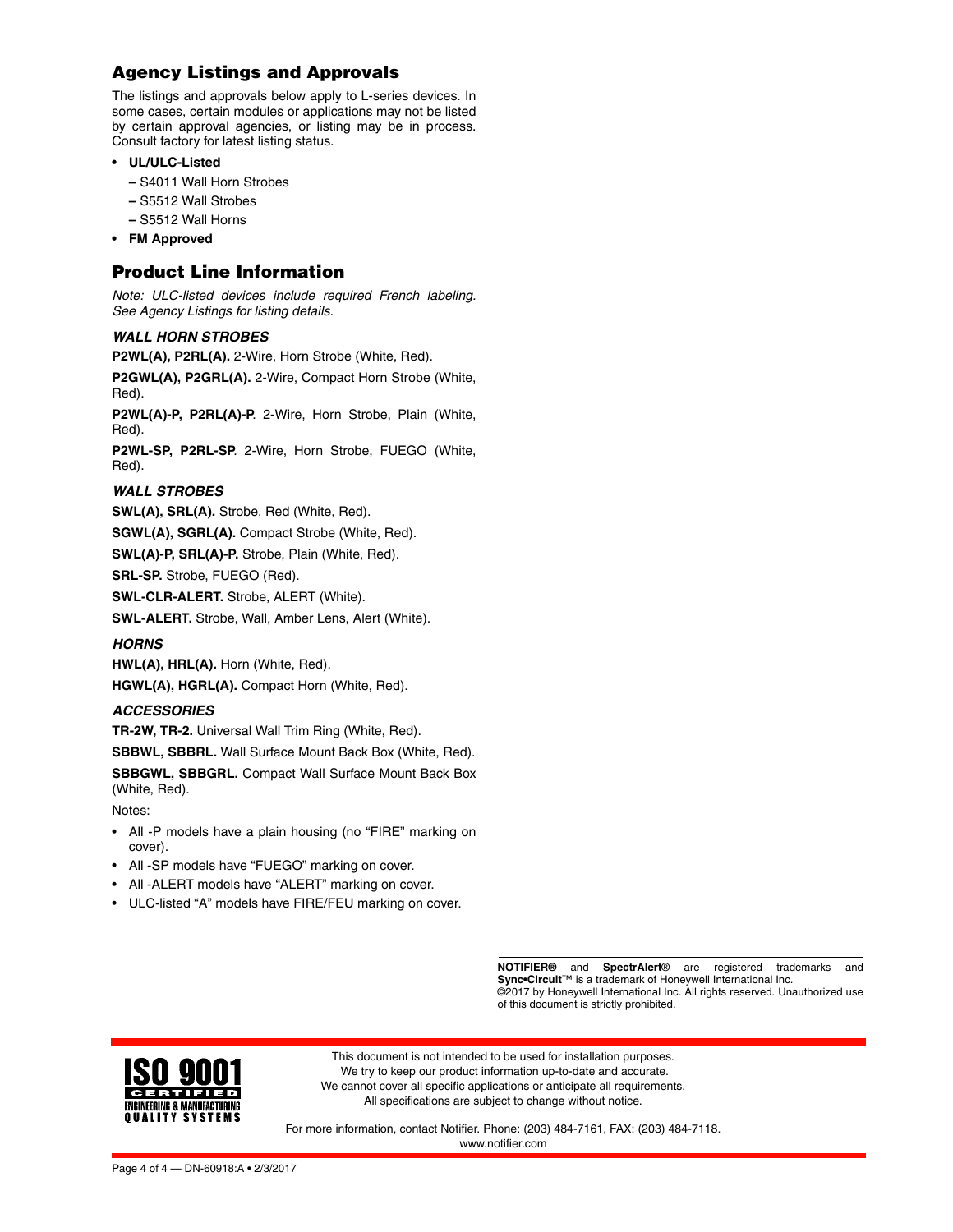## Agency Listings and Approvals

The listings and approvals below apply to L-series devices. In some cases, certain modules or applications may not be listed by certain approval agencies, or listing may be in process. Consult factory for latest listing status.

- **UL/ULC-Listed**
  - – S4011 Wall Horn Strobes
  - – S5512 Wall Strobes
  - – S5512 Wall Horns
- **FM Approved**

## Product Line Information

*Note: ULC-listed devices include required French labeling. See Agency Listings for listing details.*

### *WALL HORN STROBES*

**P2WL(A), P2RL(A).** 2-Wire, Horn Strobe (White, Red).

**P2GWL(A), P2GRL(A).** 2-Wire, Compact Horn Strobe (White, Red).

**P2WL(A)-P, P2RL(A)-P**. 2-Wire, Horn Strobe, Plain (White, Red).

**P2WL-SP, P2RL-SP**. 2-Wire, Horn Strobe, FUEGO (White, Red).

### *WALL STROBES*

**SWL(A), SRL(A).** Strobe, Red (White, Red).

**SGWL(A), SGRL(A).** Compact Strobe (White, Red).

**SWL(A)-P, SRL(A)-P.** Strobe, Plain (White, Red).

**SRL-SP.** Strobe, FUEGO (Red).

**SWL-CLR-ALERT.** Strobe, ALERT (White).

**SWL-ALERT.** Strobe, Wall, Amber Lens, Alert (White).

### *HORNS*

**HWL(A), HRL(A).** Horn (White, Red).

**HGWL(A), HGRL(A).** Compact Horn (White, Red).

### *ACCESSORIES*

**TR-2W, TR-2.** Universal Wall Trim Ring (White, Red).

**SBBWL, SBBRL.** Wall Surface Mount Back Box (White, Red).

**SBBGWL, SBBGRL.** Compact Wall Surface Mount Back Box (White, Red).

Notes:

- All -P models have a plain housing (no "FIRE" marking on cover).
- All -SP models have "FUEGO" marking on cover.
- All -ALERT models have "ALERT" marking on cover.
- ULC-listed "A" models have FIRE/FEU marking on cover.

**NOTIFIER®** and **SpectrAlert®** are registered trademarks and **Sync•Circuit**™ is a trademark of Honeywell International Inc.
©2017 by Honeywell International Inc. All rights reserved. Unauthorized use of this document is strictly prohibited.

ISO 9001 CERTIFIED ENGINEERING & MANUFACTURING QUALITY SYSTEMS

This document is not intended to be used for installation purposes.
We try to keep our product information up-to-date and accurate.
We cannot cover all specific applications or anticipate all requirements.
All specifications are subject to change without notice.

For more information, contact Notifier. Phone: (203) 484-7161, FAX: (203) 484-7118.
www.notifier.com

DN-60918:A • 2/3/2017